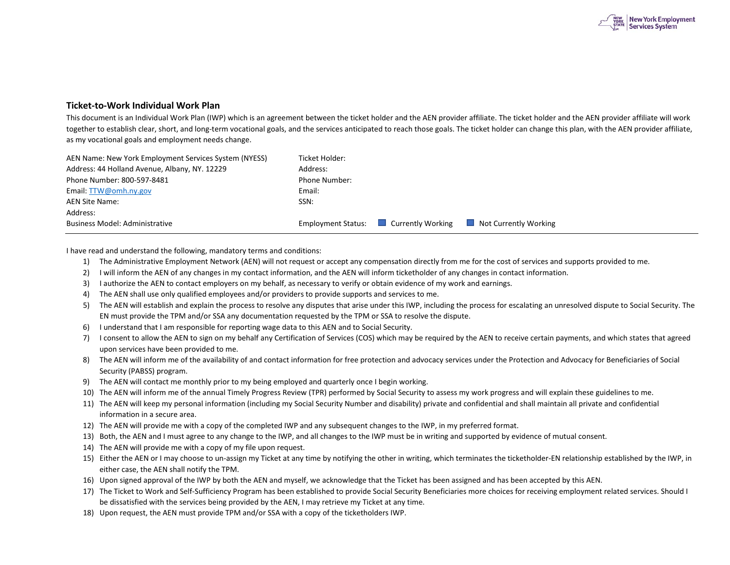## Ticket-to-Work Individual Work Plan

This document is an Individual Work Plan (IWP) which is an agreement between the ticket holder and the AEN provider affiliate. The ticket holder and the AEN provider affiliate will work together to establish clear, short, and long-term vocational goals, and the services anticipated to reach those goals. The ticket holder can change this plan, with the AEN provider affiliate, as my vocational goals and employment needs change.

| | |
|---|---|
| AEN Name: New York Employment Services System (NYESS) | Ticket Holder: |
| Address: 44 Holland Avenue, Albany, NY. 12229 | Address: |
| Phone Number: 800-597-8481 | Phone Number: |
| Email: [TTW@omh.ny.gov](mailto:TTW@omh.ny.gov) | Email: |
| AEN Site Name: | SSN: |
| Address: | |
| Business Model: Administrative | Employment Status: ☐ Currently Working ☐ Not Currently Working |

---

I have read and understand the following, mandatory terms and conditions:

1) The Administrative Employment Network (AEN) will not request or accept any compensation directly from me for the cost of services and supports provided to me.
2) I will inform the AEN of any changes in my contact information, and the AEN will inform ticketholder of any changes in contact information.
3) I authorize the AEN to contact employers on my behalf, as necessary to verify or obtain evidence of my work and earnings.
4) The AEN shall use only qualified employees and/or providers to provide supports and services to me.
5) The AEN will establish and explain the process to resolve any disputes that arise under this IWP, including the process for escalating an unresolved dispute to Social Security. The EN must provide the TPM and/or SSA any documentation requested by the TPM or SSA to resolve the dispute.
6) I understand that I am responsible for reporting wage data to this AEN and to Social Security.
7) I consent to allow the AEN to sign on my behalf any Certification of Services (COS) which may be required by the AEN to receive certain payments, and which states that agreed upon services have been provided to me.
8) The AEN will inform me of the availability of and contact information for free protection and advocacy services under the Protection and Advocacy for Beneficiaries of Social Security (PABSS) program.
9) The AEN will contact me monthly prior to my being employed and quarterly once I begin working.
10) The AEN will inform me of the annual Timely Progress Review (TPR) performed by Social Security to assess my work progress and will explain these guidelines to me.
11) The AEN will keep my personal information (including my Social Security Number and disability) private and confidential and shall maintain all private and confidential information in a secure area.
12) The AEN will provide me with a copy of the completed IWP and any subsequent changes to the IWP, in my preferred format.
13) Both, the AEN and I must agree to any change to the IWP, and all changes to the IWP must be in writing and supported by evidence of mutual consent.
14) The AEN will provide me with a copy of my file upon request.
15) Either the AEN or I may choose to un-assign my Ticket at any time by notifying the other in writing, which terminates the ticketholder-EN relationship established by the IWP, in either case, the AEN shall notify the TPM.
16) Upon signed approval of the IWP by both the AEN and myself, we acknowledge that the Ticket has been assigned and has been accepted by this AEN.
17) The Ticket to Work and Self-Sufficiency Program has been established to provide Social Security Beneficiaries more choices for receiving employment related services. Should I be dissatisfied with the services being provided by the AEN, I may retrieve my Ticket at any time.
18) Upon request, the AEN must provide TPM and/or SSA with a copy of the ticketholders IWP.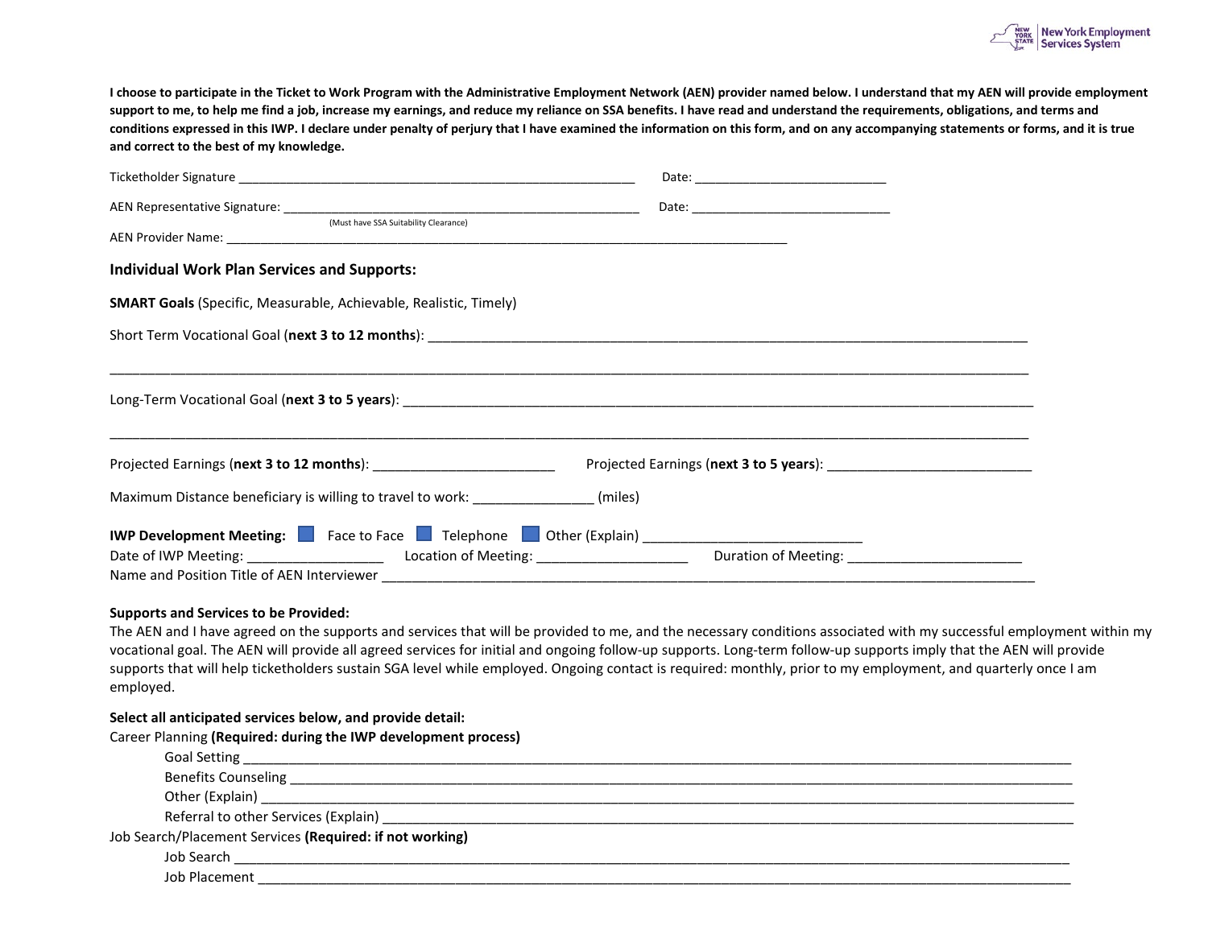**I choose to participate in the Ticket to Work Program with the Administrative Employment Network (AEN) provider named below. I understand that my AEN will provide employment support to me, to help me find a job, increase my earnings, and reduce my reliance on SSA benefits. I have read and understand the requirements, obligations, and terms and conditions expressed in this IWP. I declare under penalty of perjury that I have examined the information on this form, and on any accompanying statements or forms, and it is true and correct to the best of my knowledge.**

Ticketholder Signature ___________________________________________________________ Date: ____________________________

AEN Representative Signature: ____________________________________________________ Date: ______________________________
(Must have SSA Suitability Clearance)

AEN Provider Name: ____________________________________________________________________________________

### Individual Work Plan Services and Supports:

**SMART Goals** (Specific, Measurable, Achievable, Realistic, Timely)

Short Term Vocational Goal (**next 3 to 12 months**): _____________________________________________________________________________

_____________________________________________________________________________________________________________

Long-Term Vocational Goal (**next 3 to 5 years**): _______________________________________________________________________________

_____________________________________________________________________________________________________________

Projected Earnings (**next 3 to 12 months**): _________________________ Projected Earnings (**next 3 to 5 years**): ____________________________

Maximum Distance beneficiary is willing to travel to work: ________________ (miles)

**IWP Development Meeting:** ☐ Face to Face ☐ Telephone ☐ Other (Explain) ____________________________

Date of IWP Meeting: __________________ Location of Meeting: _____________________ Duration of Meeting: ________________________

Name and Position Title of AEN Interviewer _________________________________________________________________________________

**Supports and Services to be Provided:**

The AEN and I have agreed on the supports and services that will be provided to me, and the necessary conditions associated with my successful employment within my vocational goal. The AEN will provide all agreed services for initial and ongoing follow-up supports. Long-term follow-up supports imply that the AEN will provide supports that will help ticketholders sustain SGA level while employed. Ongoing contact is required: monthly, prior to my employment, and quarterly once I am employed.

**Select all anticipated services below, and provide detail:**

Career Planning **(Required: during the IWP development process)**

- Goal Setting ____________________________________________________________________________________________________
- Benefits Counseling _______________________________________________________________________________________________
- Other (Explain) __________________________________________________________________________________________________
- Referral to other Services (Explain) ___________________________________________________________________________________

Job Search/Placement Services **(Required: if not working)**

- Job Search ______________________________________________________________________________________________________
- Job Placement ___________________________________________________________________________________________________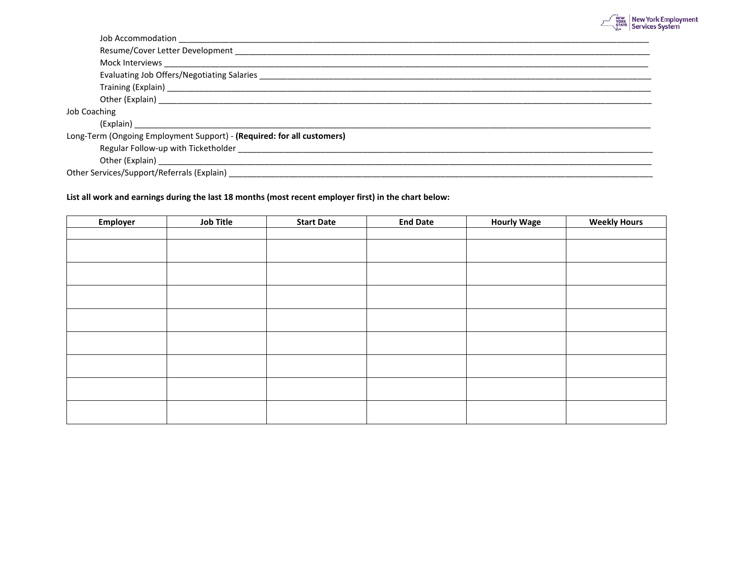Job Accommodation ___________________________________________________________________________________________

Resume/Cover Letter Development ___________________________________________________________________________________

Mock Interviews _____________________________________________________________________________________________

Evaluating Job Offers/Negotiating Salaries ______________________________________________________________________________

Training (Explain) ____________________________________________________________________________________________

Other (Explain) ______________________________________________________________________________________________

Job Coaching

(Explain) _________________________________________________________________________________________________

Long-Term (Ongoing Employment Support) - **(Required: for all customers)**

Regular Follow-up with Ticketholder ___________________________________________________________________________________

Other (Explain) ______________________________________________________________________________________________

Other Services/Support/Referrals (Explain) _________________________________________________________________________________

**List all work and earnings during the last 18 months (most recent employer first) in the chart below:**

| Employer | Job Title | Start Date | End Date | Hourly Wage | Weekly Hours |
|---|---|---|---|---|---|
| | | | | | |
| | | | | | |
| | | | | | |
| | | | | | |
| | | | | | |
| | | | | | |
| | | | | | |
| | | | | | |
| | | | | | |